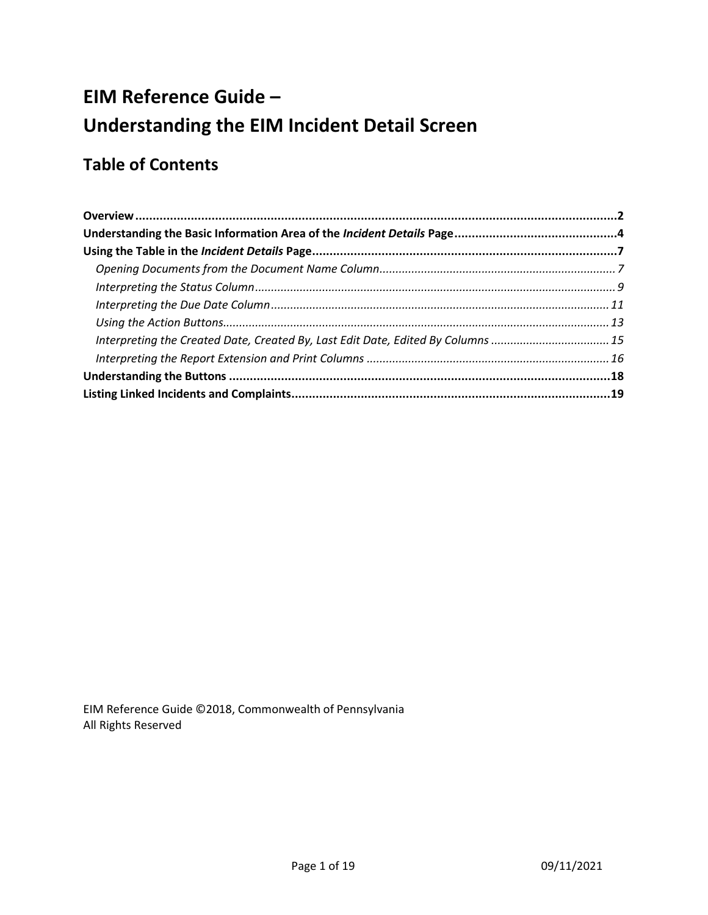# EIM Reference Guide –
# Understanding the EIM Incident Detail Screen

## Table of Contents

**Overview** ..... **2**
**Understanding the Basic Information Area of the *Incident Details* Page** ..... **4**
**Using the Table in the *Incident Details* Page** ..... **7**
- *Opening Documents from the Document Name Column* ..... *7*
- *Interpreting the Status Column* ..... *9*
- *Interpreting the Due Date Column* ..... *11*
- *Using the Action Buttons* ..... *13*
- *Interpreting the Created Date, Created By, Last Edit Date, Edited By Columns* ..... *15*
- *Interpreting the Report Extension and Print Columns* ..... *16*

**Understanding the Buttons** ..... **18**
**Listing Linked Incidents and Complaints** ..... **19**

EIM Reference Guide ©2018, Commonwealth of Pennsylvania
All Rights Reserved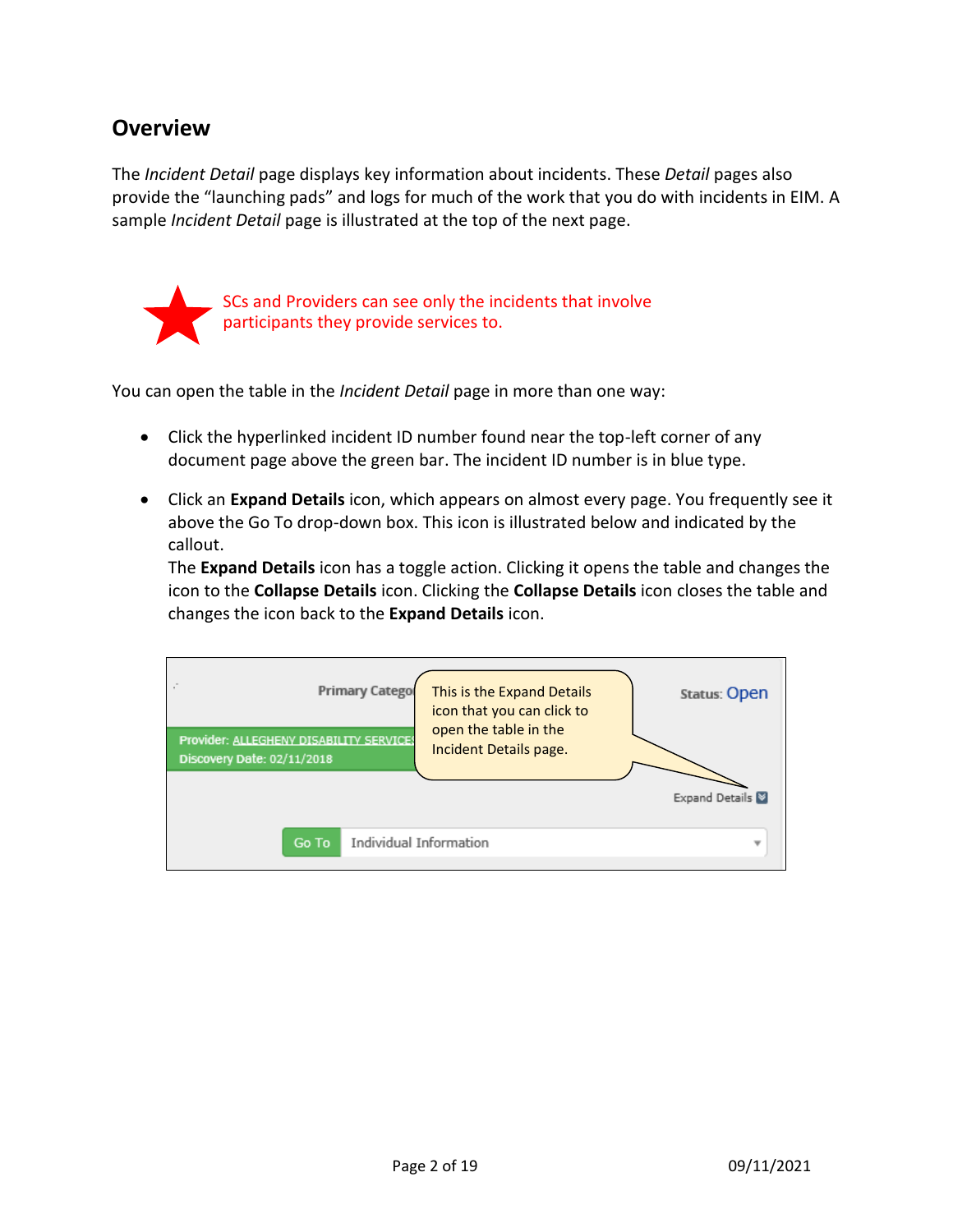## Overview

The *Incident Detail* page displays key information about incidents. These *Detail* pages also provide the "launching pads" and logs for much of the work that you do with incidents in EIM. A sample *Incident Detail* page is illustrated at the top of the next page.

SCs and Providers can see only the incidents that involve participants they provide services to.

You can open the table in the *Incident Detail* page in more than one way:

- Click the hyperlinked incident ID number found near the top-left corner of any document page above the green bar. The incident ID number is in blue type.
- Click an **Expand Details** icon, which appears on almost every page. You frequently see it above the Go To drop-down box. This icon is illustrated below and indicated by the callout.
  The **Expand Details** icon has a toggle action. Clicking it opens the table and changes the icon to the **Collapse Details** icon. Clicking the **Collapse Details** icon closes the table and changes the icon back to the **Expand Details** icon.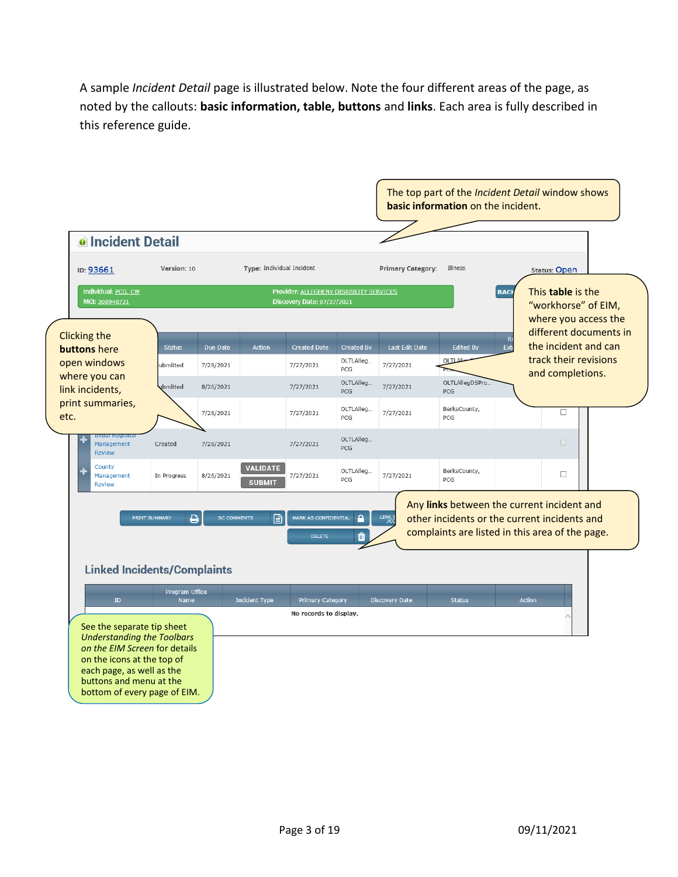A sample *Incident Detail* page is illustrated below. Note the four different areas of the page, as noted by the callouts: **basic information, table, buttons** and **links**. Each area is fully described in this reference guide.

The top part of the *Incident Detail* window shows **basic information** on the incident.

**Incident Detail**

ID: 93661 Version: 10 Type: Individual Incident Primary Category: Illness Status: Open

Individual: PCG, CW Provider: ALLEGHENY DISABILITY SERVICES
MCI: 208940721 Discovery Date: 07/27/2021

This **table** is the "workhorse" of EIM, where you access the different documents in the incident and can track their revisions and completions.

Clicking the **buttons** here open windows where you can link incidents, print summaries, etc.

| | Status | Due Date | Action | Created Date | Created By | Last Edit Date | Edited By |
|---|---|---|---|---|---|---|---|
| | ubmitted | 7/28/2021 | | 7/27/2021 | OLTLAlleg... PCG | 7/27/2021 | OLTLAll... |
| | ubmitted | 8/26/2021 | | 7/27/2021 | OLTLAlleg... PCG | 7/27/2021 | OLTLAllegDSPro... PCG |
| | | 7/28/2021 | | 7/27/2021 | OLTLAlleg... PCG | 7/27/2021 | BerksCounty, PCG |
| Initial Regional Management Review | Created | 7/28/2021 | | 7/27/2021 | OLTLAlleg... PCG | | |
| County Management Review | In Progress | 8/26/2021 | VALIDATE SUBMIT | 7/27/2021 | OLTLAlleg... PCG | 7/27/2021 | BerksCounty, PCG |

PRINT SUMMARY | SC COMMENTS | MARK AS CONFIDENTIAL | LINK | DELETE

Any **links** between the current incident and other incidents or the current incidents and complaints are listed in this area of the page.

**Linked Incidents/Complaints**

| ID | Program Office Name | Incident Type | Primary Category | Discovery Date | Status | Action |
|---|---|---|---|---|---|---|
| No records to display. | | | | | | |

See the separate tip sheet *Understanding the Toolbars on the EIM Screen* for details on the icons at the top of each page, as well as the buttons and menu at the bottom of every page of EIM.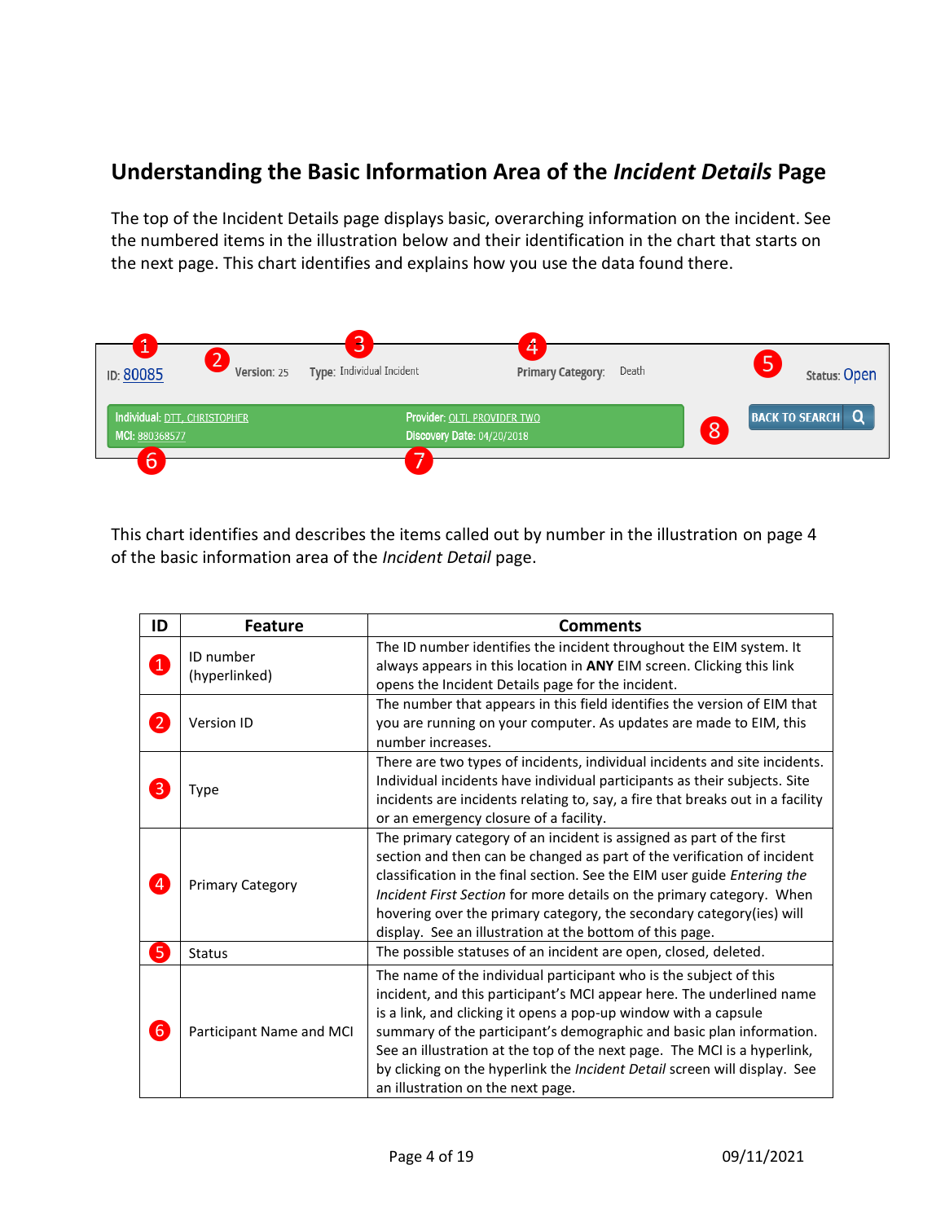## Understanding the Basic Information Area of the *Incident Details* Page

The top of the Incident Details page displays basic, overarching information on the incident. See the numbered items in the illustration below and their identification in the chart that starts on the next page. This chart identifies and explains how you use the data found there.

This chart identifies and describes the items called out by number in the illustration on page 4 of the basic information area of the *Incident Detail* page.

| ID | Feature | Comments |
|---|---|---|
| 1 | ID number (hyperlinked) | The ID number identifies the incident throughout the EIM system. It always appears in this location in **ANY** EIM screen. Clicking this link opens the Incident Details page for the incident. |
| 2 | Version ID | The number that appears in this field identifies the version of EIM that you are running on your computer. As updates are made to EIM, this number increases. |
| 3 | Type | There are two types of incidents, individual incidents and site incidents. Individual incidents have individual participants as their subjects. Site incidents are incidents relating to, say, a fire that breaks out in a facility or an emergency closure of a facility. |
| 4 | Primary Category | The primary category of an incident is assigned as part of the first section and then can be changed as part of the verification of incident classification in the final section. See the EIM user guide *Entering the Incident First Section* for more details on the primary category. When hovering over the primary category, the secondary category(ies) will display. See an illustration at the bottom of this page. |
| 5 | Status | The possible statuses of an incident are open, closed, deleted. |
| 6 | Participant Name and MCI | The name of the individual participant who is the subject of this incident, and this participant's MCI appear here. The underlined name is a link, and clicking it opens a pop-up window with a capsule summary of the participant's demographic and basic plan information. See an illustration at the top of the next page. The MCI is a hyperlink, by clicking on the hyperlink the *Incident Detail* screen will display. See an illustration on the next page. |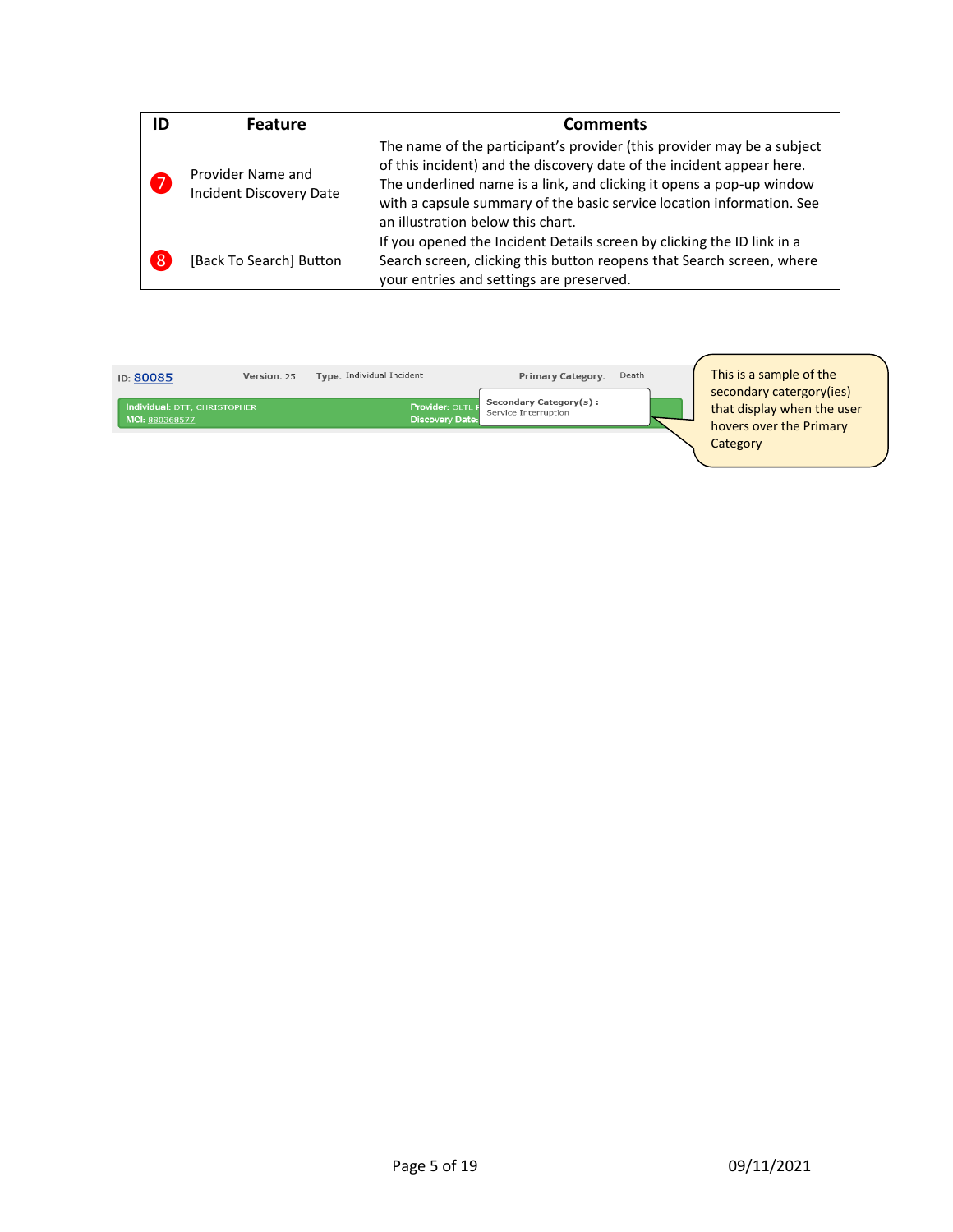| ID | Feature | Comments |
|---|---|---|
| 7 | Provider Name and Incident Discovery Date | The name of the participant's provider (this provider may be a subject of this incident) and the discovery date of the incident appear here. The underlined name is a link, and clicking it opens a pop-up window with a capsule summary of the basic service location information. See an illustration below this chart. |
| 8 | [Back To Search] Button | If you opened the Incident Details screen by clicking the ID link in a Search screen, clicking this button reopens that Search screen, where your entries and settings are preserved. |

ID: 80085 Version: 25 Type: Individual Incident Primary Category: Death

Individual: DTT, CHRISTOPHER Provider: OLTL F
MCI: 880368577 Discovery Date:

Secondary Category(s) :
Service Interruption

This is a sample of the secondary catergory(ies) that display when the user hovers over the Primary Category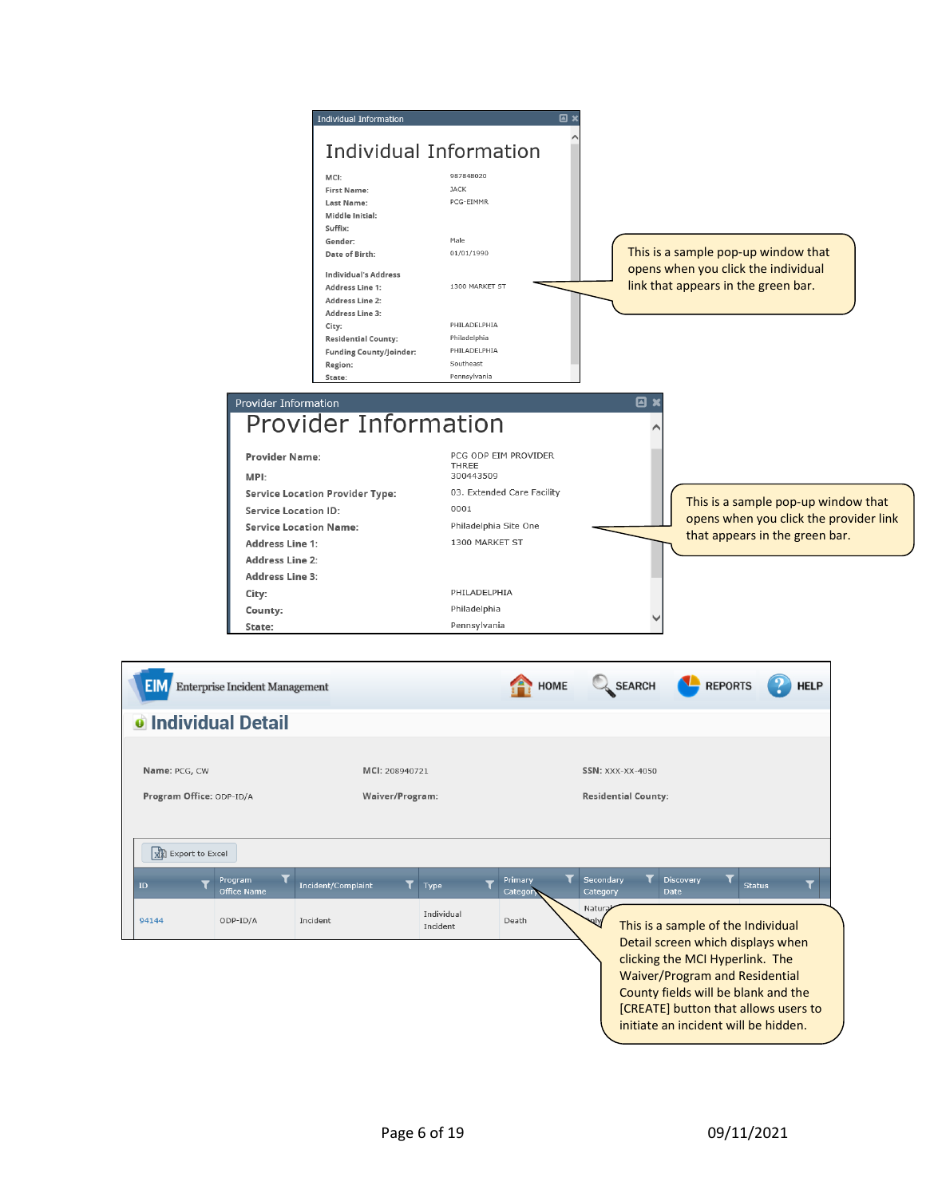**Individual Information**

# Individual Information

| | |
|---|---|
| MCI: | 987848020 |
| First Name: | JACK |
| Last Name: | PCG-EIMMR |
| Middle Initial: | |
| Suffix: | |
| Gender: | Male |
| Date of Birth: | 01/01/1990 |

**Individual's Address**

| | |
|---|---|
| Address Line 1: | 1300 MARKET ST |
| Address Line 2: | |
| Address Line 3: | |
| City: | PHILADELPHIA |
| Residential County: | Philadelphia |
| Funding County/Joinder: | PHILADELPHIA |
| Region: | Southeast |
| State: | Pennsylvania |

This is a sample pop-up window that opens when you click the individual link that appears in the green bar.

**Provider Information**

# Provider Information

| | |
|---|---|
| Provider Name: | PCG ODP EIM PROVIDER THREE |
| MPI: | 300443509 |
| Service Location Provider Type: | 03. Extended Care Facility |
| Service Location ID: | 0001 |
| Service Location Name: | Philadelphia Site One |
| Address Line 1: | 1300 MARKET ST |
| Address Line 2: | |
| Address Line 3: | |
| City: | PHILADELPHIA |
| County: | Philadelphia |
| State: | Pennsylvania |

This is a sample pop-up window that opens when you click the provider link that appears in the green bar.

EIM Enterprise Incident Management | HOME | SEARCH | REPORTS | HELP

# Individual Detail

**Name:** PCG, CW    **MCI:** 208940721    **SSN:** XXX-XX-4050

**Program Office:** ODP-ID/A    **Waiver/Program:**    **Residential County:**

Export to Excel

| ID | Program Office Name | Incident/Complaint | Type | Primary Category | Secondary Category | Discovery Date | Status |
|---|---|---|---|---|---|---|---|
| 94144 | ODP-ID/A | Incident | Individual Incident | Death | Natural... | | |

This is a sample of the Individual Detail screen which displays when clicking the MCI Hyperlink. The Waiver/Program and Residential County fields will be blank and the [CREATE] button that allows users to initiate an incident will be hidden.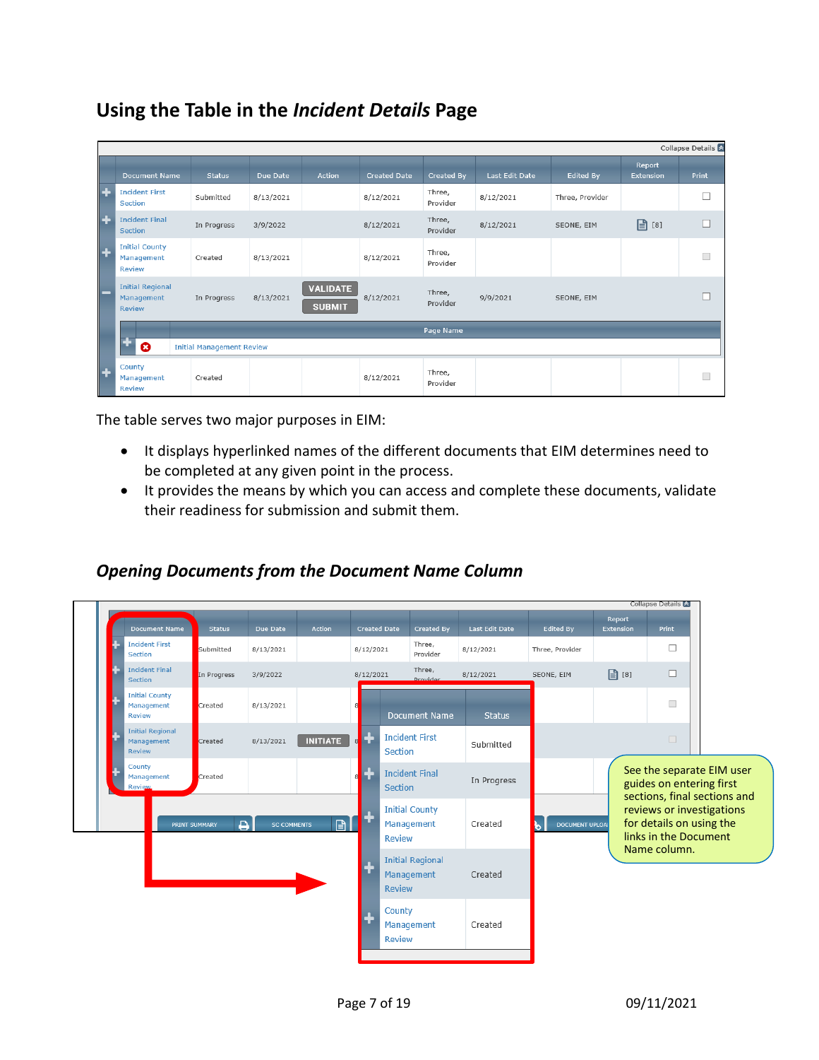## Using the Table in the *Incident Details* Page

Collapse Details

| Document Name | Status | Due Date | Action | Created Date | Created By | Last Edit Date | Edited By | Report Extension | Print |
|---|---|---|---|---|---|---|---|---|---|
| Incident First Section | Submitted | 8/13/2021 | | 8/12/2021 | Three, Provider | 8/12/2021 | Three, Provider | | |
| Incident Final Section | In Progress | 3/9/2022 | | 8/12/2021 | Three, Provider | 8/12/2021 | SEONE, EIM | [8] | |
| Initial County Management Review | Created | 8/13/2021 | | 8/12/2021 | Three, Provider | | | | |
| Initial Regional Management Review | In Progress | 8/13/2021 | VALIDATE SUBMIT | 8/12/2021 | Three, Provider | 9/9/2021 | SEONE, EIM | | |
| County Management Review | Created | | | 8/12/2021 | Three, Provider | | | | |

| Page Name |
|---|
| Initial Management Review |

The table serves two major purposes in EIM:

- It displays hyperlinked names of the different documents that EIM determines need to be completed at any given point in the process.
- It provides the means by which you can access and complete these documents, validate their readiness for submission and submit them.

### *Opening Documents from the Document Name Column*

| Document Name | Status |
|---|---|
| Incident First Section | Submitted |
| Incident Final Section | In Progress |
| Initial County Management Review | Created |
| Initial Regional Management Review | Created |
| County Management Review | Created |

See the separate EIM user guides on entering first sections, final sections and reviews or investigations for details on using the links in the Document Name column.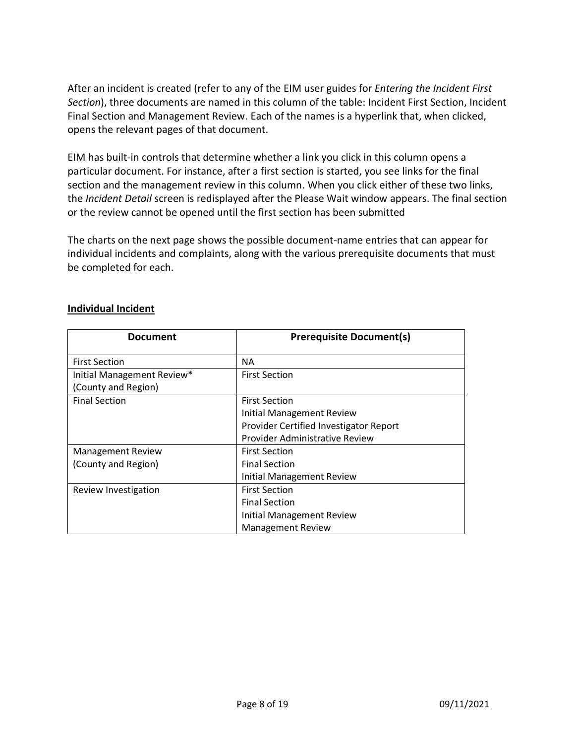After an incident is created (refer to any of the EIM user guides for *Entering the Incident First Section*), three documents are named in this column of the table: Incident First Section, Incident Final Section and Management Review. Each of the names is a hyperlink that, when clicked, opens the relevant pages of that document.

EIM has built-in controls that determine whether a link you click in this column opens a particular document. For instance, after a first section is started, you see links for the final section and the management review in this column. When you click either of these two links, the *Incident Detail* screen is redisplayed after the Please Wait window appears. The final section or the review cannot be opened until the first section has been submitted

The charts on the next page shows the possible document-name entries that can appear for individual incidents and complaints, along with the various prerequisite documents that must be completed for each.

**<u>Individual Incident</u>**

| Document | Prerequisite Document(s) |
|---|---|
| First Section | NA |
| Initial Management Review* (County and Region) | First Section |
| Final Section | First Section<br>Initial Management Review<br>Provider Certified Investigator Report<br>Provider Administrative Review |
| Management Review (County and Region) | First Section<br>Final Section<br>Initial Management Review |
| Review Investigation | First Section<br>Final Section<br>Initial Management Review<br>Management Review |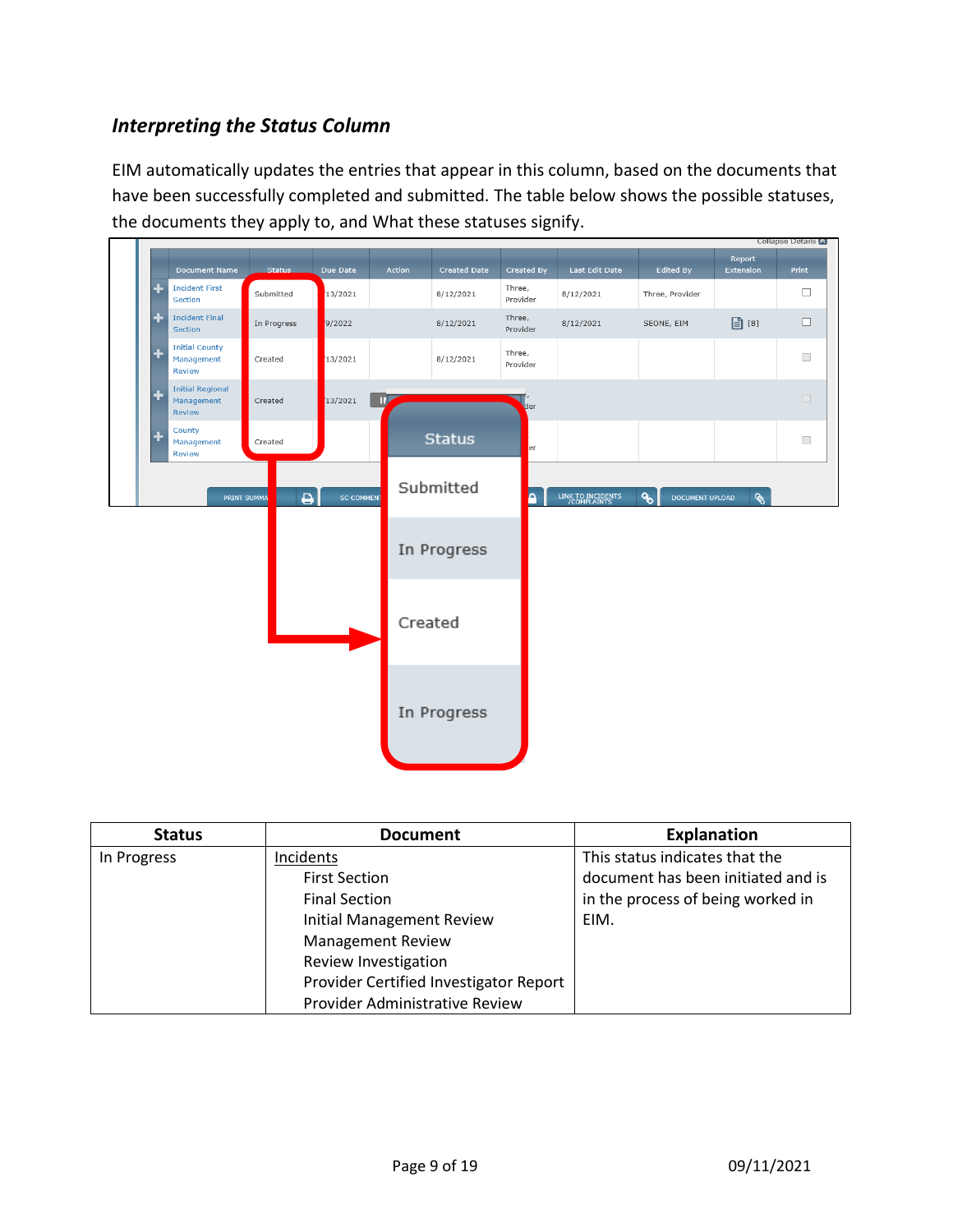### *Interpreting the Status Column*

EIM automatically updates the entries that appear in this column, based on the documents that have been successfully completed and submitted. The table below shows the possible statuses, the documents they apply to, and What these statuses signify.

| Status | Document | Explanation |
| --- | --- | --- |
| In Progress | Incidents<br>First Section<br>Final Section<br>Initial Management Review<br>Management Review<br>Review Investigation<br>Provider Certified Investigator Report<br>Provider Administrative Review | This status indicates that the document has been initiated and is in the process of being worked in EIM. |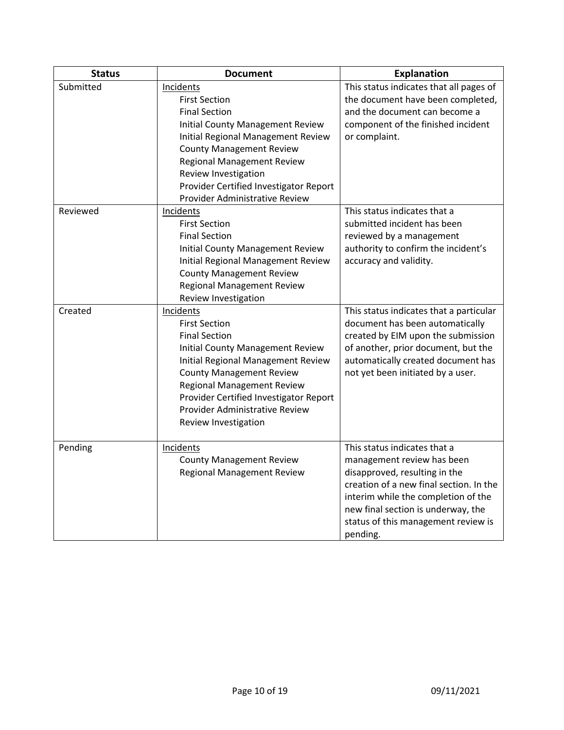| Status | Document | Explanation |
|---|---|---|
| Submitted | Incidents<br>First Section<br>Final Section<br>Initial County Management Review<br>Initial Regional Management Review<br>County Management Review<br>Regional Management Review<br>Review Investigation<br>Provider Certified Investigator Report<br>Provider Administrative Review | This status indicates that all pages of the document have been completed, and the document can become a component of the finished incident or complaint. |
| Reviewed | Incidents<br>First Section<br>Final Section<br>Initial County Management Review<br>Initial Regional Management Review<br>County Management Review<br>Regional Management Review<br>Review Investigation | This status indicates that a submitted incident has been reviewed by a management authority to confirm the incident's accuracy and validity. |
| Created | Incidents<br>First Section<br>Final Section<br>Initial County Management Review<br>Initial Regional Management Review<br>County Management Review<br>Regional Management Review<br>Provider Certified Investigator Report<br>Provider Administrative Review<br>Review Investigation | This status indicates that a particular document has been automatically created by EIM upon the submission of another, prior document, but the automatically created document has not yet been initiated by a user. |
| Pending | Incidents<br>County Management Review<br>Regional Management Review | This status indicates that a management review has been disapproved, resulting in the creation of a new final section. In the interim while the completion of the new final section is underway, the status of this management review is pending. |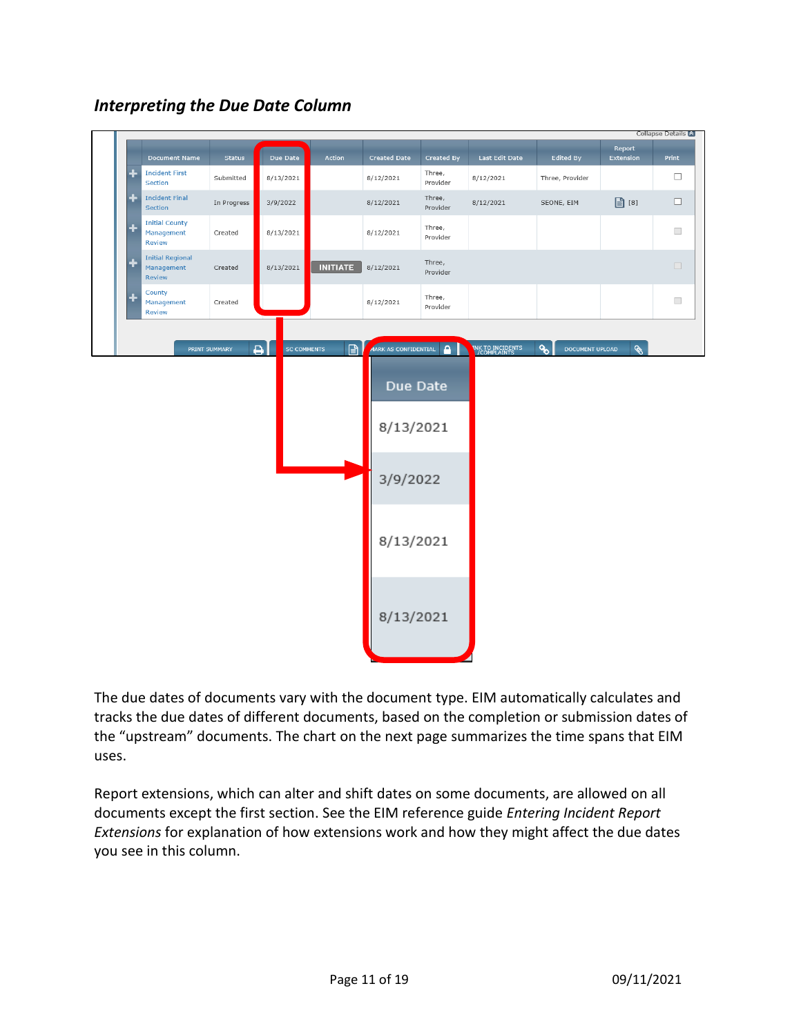### *Interpreting the Due Date Column*

| Document Name | Status | Due Date | Action | Created Date | Created By | Last Edit Date | Edited By | Report Extension | Print |
|---|---|---|---|---|---|---|---|---|---|
| Incident First Section | Submitted | 8/13/2021 | | 8/12/2021 | Three, Provider | 8/12/2021 | Three, Provider | | ☐ |
| Incident Final Section | In Progress | 3/9/2022 | | 8/12/2021 | Three, Provider | 8/12/2021 | SEONE, EIM | [8] | ☐ |
| Initial County Management Review | Created | 8/13/2021 | | 8/12/2021 | Three, Provider | | | | ☐ |
| Initial Regional Management Review | Created | 8/13/2021 | INITIATE | 8/12/2021 | Three, Provider | | | | ☐ |
| County Management Review | Created | | | 8/12/2021 | Three, Provider | | | | ☐ |

| Due Date |
|---|
| 8/13/2021 |
| 3/9/2022 |
| 8/13/2021 |
| 8/13/2021 |

The due dates of documents vary with the document type. EIM automatically calculates and tracks the due dates of different documents, based on the completion or submission dates of the "upstream" documents. The chart on the next page summarizes the time spans that EIM uses.

Report extensions, which can alter and shift dates on some documents, are allowed on all documents except the first section. See the EIM reference guide *Entering Incident Report Extensions* for explanation of how extensions work and how they might affect the due dates you see in this column.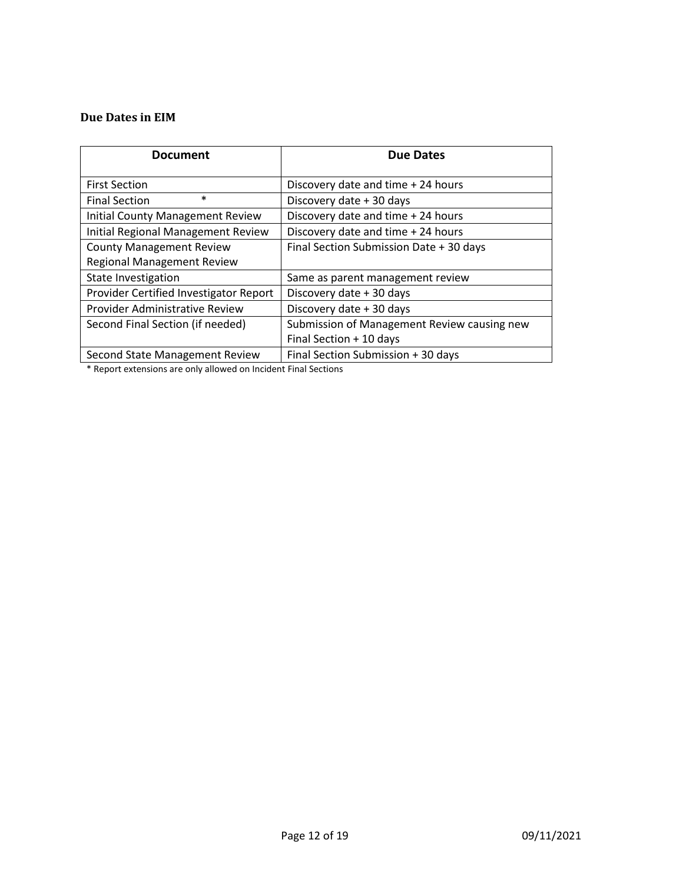### Due Dates in EIM

| Document | Due Dates |
|---|---|
| First Section | Discovery date and time + 24 hours |
| Final Section * | Discovery date + 30 days |
| Initial County Management Review | Discovery date and time + 24 hours |
| Initial Regional Management Review | Discovery date and time + 24 hours |
| County Management Review<br>Regional Management Review | Final Section Submission Date + 30 days |
| State Investigation | Same as parent management review |
| Provider Certified Investigator Report | Discovery date + 30 days |
| Provider Administrative Review | Discovery date + 30 days |
| Second Final Section (if needed) | Submission of Management Review causing new Final Section + 10 days |
| Second State Management Review | Final Section Submission + 30 days |

* Report extensions are only allowed on Incident Final Sections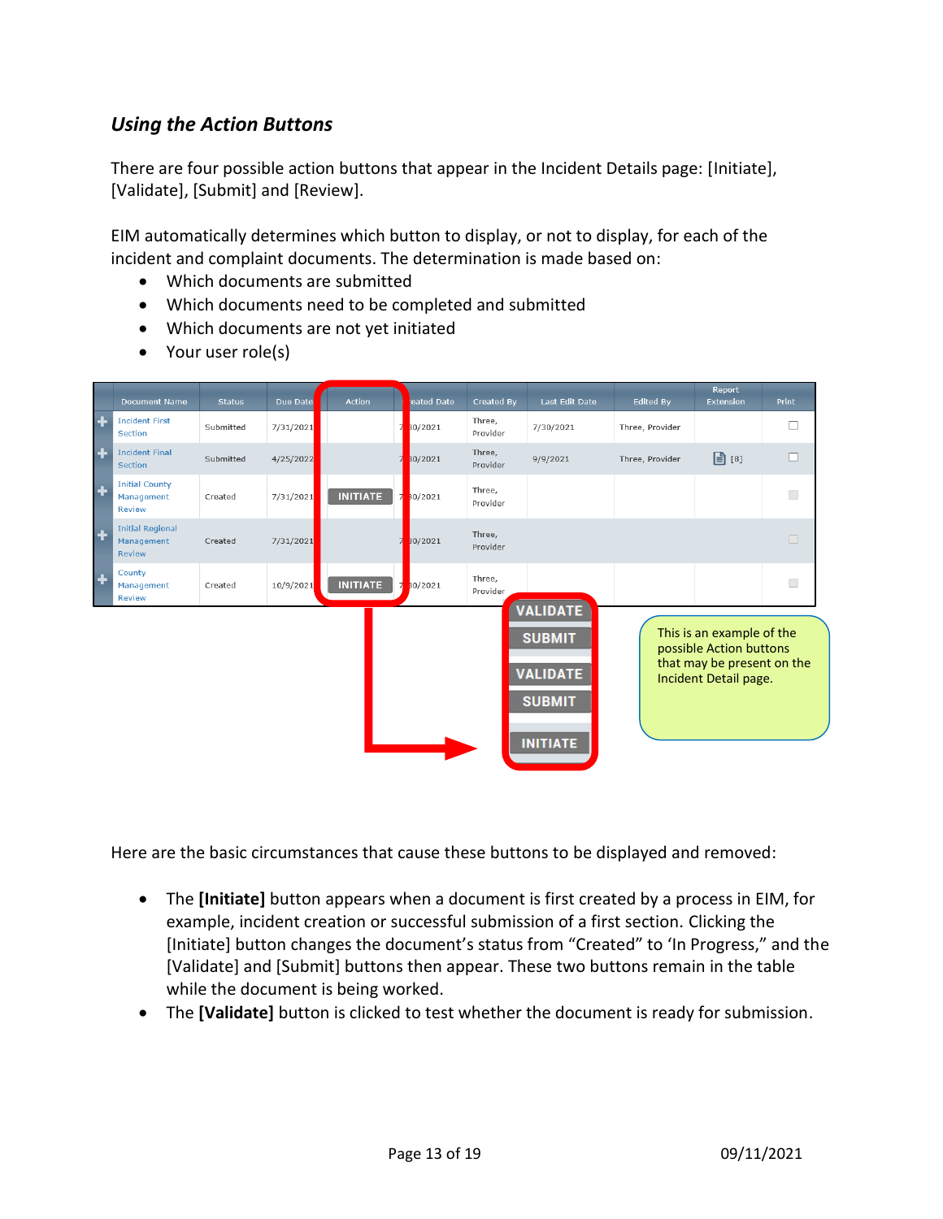### *Using the Action Buttons*

There are four possible action buttons that appear in the Incident Details page: [Initiate], [Validate], [Submit] and [Review].

EIM automatically determines which button to display, or not to display, for each of the incident and complaint documents. The determination is made based on:

- Which documents are submitted
- Which documents need to be completed and submitted
- Which documents are not yet initiated
- Your user role(s)

| Document Name | Status | Due Date | Action | Created Date | Created By | Last Edit Date | Edited By | Report Extension | Print |
|---|---|---|---|---|---|---|---|---|---|
| Incident First Section | Submitted | 7/31/2021 | | 7/30/2021 | Three, Provider | 7/30/2021 | Three, Provider | | |
| Incident Final Section | Submitted | 4/25/2022 | | 7/30/2021 | Three, Provider | 9/9/2021 | Three, Provider | [8] | |
| Initial County Management Review | Created | 7/31/2021 | INITIATE | 7/30/2021 | Three, Provider | | | | |
| Initial Regional Management Review | Created | 7/31/2021 | | 7/30/2021 | Three, Provider | | | | |
| County Management Review | Created | 10/9/2021 | INITIATE | 7/30/2021 | Three, Provider | | | | |

VALIDATE / SUBMIT / VALIDATE / SUBMIT / INITIATE

This is an example of the possible Action buttons that may be present on the Incident Detail page.

Here are the basic circumstances that cause these buttons to be displayed and removed:

- The **[Initiate]** button appears when a document is first created by a process in EIM, for example, incident creation or successful submission of a first section. Clicking the [Initiate] button changes the document's status from "Created" to 'In Progress," and the [Validate] and [Submit] buttons then appear. These two buttons remain in the table while the document is being worked.
- The **[Validate]** button is clicked to test whether the document is ready for submission.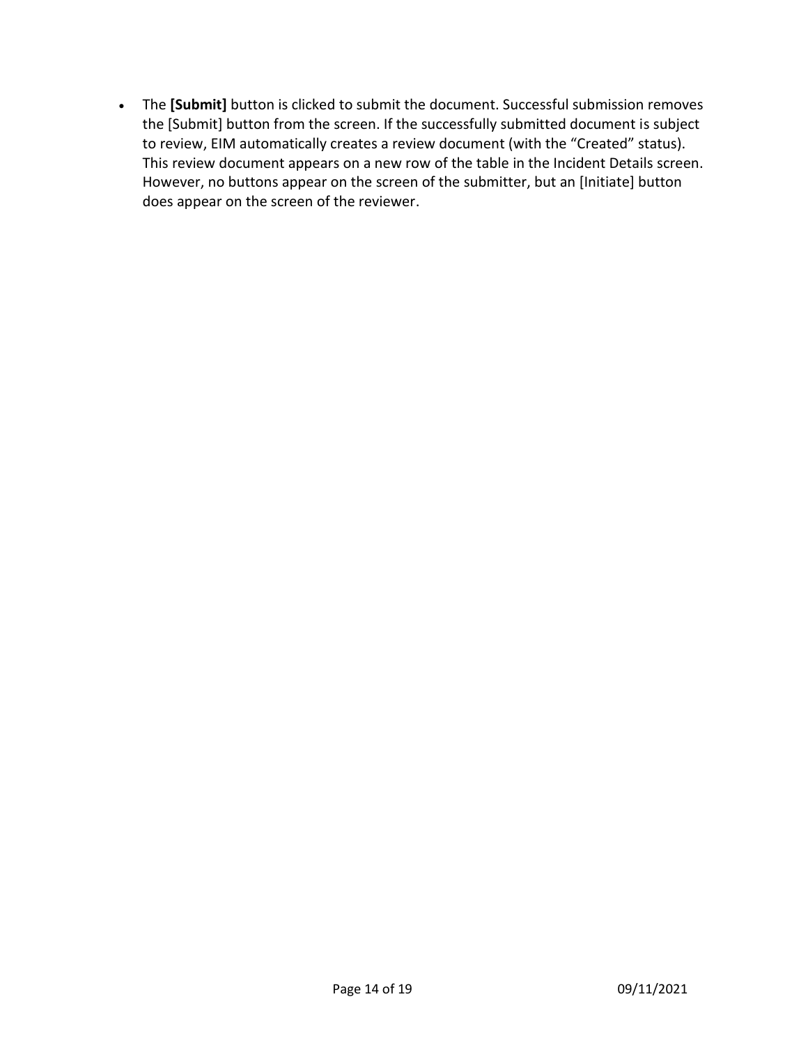- The **[Submit]** button is clicked to submit the document. Successful submission removes the [Submit] button from the screen. If the successfully submitted document is subject to review, EIM automatically creates a review document (with the "Created" status). This review document appears on a new row of the table in the Incident Details screen. However, no buttons appear on the screen of the submitter, but an [Initiate] button does appear on the screen of the reviewer.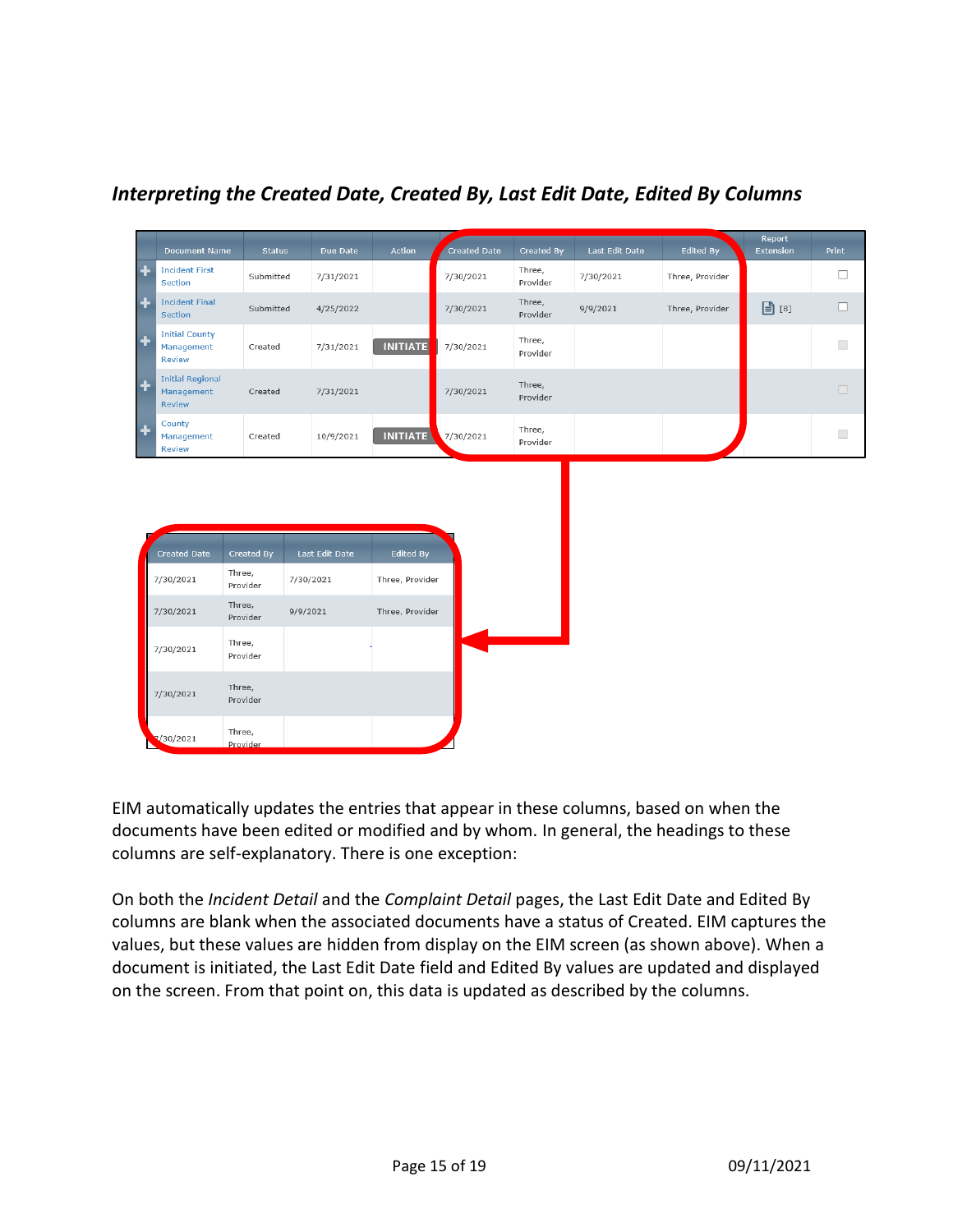### *Interpreting the Created Date, Created By, Last Edit Date, Edited By Columns*

| | Document Name | Status | Due Date | Action | Created Date | Created By | Last Edit Date | Edited By | Report Extension | Print |
|---|---|---|---|---|---|---|---|---|---|---|
| + | Incident First Section | Submitted | 7/31/2021 | | 7/30/2021 | Three, Provider | 7/30/2021 | Three, Provider | | ☐ |
| + | Incident Final Section | Submitted | 4/25/2022 | | 7/30/2021 | Three, Provider | 9/9/2021 | Three, Provider | [8] | ☐ |
| + | Initial County Management Review | Created | 7/31/2021 | INITIATE | 7/30/2021 | Three, Provider | | | | ☐ |
| + | Initial Regional Management Review | Created | 7/31/2021 | | 7/30/2021 | Three, Provider | | | | ☐ |
| + | County Management Review | Created | 10/9/2021 | INITIATE | 7/30/2021 | Three, Provider | | | | ☐ |

| Created Date | Created By | Last Edit Date | Edited By |
|---|---|---|---|
| 7/30/2021 | Three, Provider | 7/30/2021 | Three, Provider |
| 7/30/2021 | Three, Provider | 9/9/2021 | Three, Provider |
| 7/30/2021 | Three, Provider | | |
| 7/30/2021 | Three, Provider | | |
| 7/30/2021 | Three, Provider | | |

EIM automatically updates the entries that appear in these columns, based on when the documents have been edited or modified and by whom. In general, the headings to these columns are self-explanatory. There is one exception:

On both the *Incident Detail* and the *Complaint Detail* pages, the Last Edit Date and Edited By columns are blank when the associated documents have a status of Created. EIM captures the values, but these values are hidden from display on the EIM screen (as shown above). When a document is initiated, the Last Edit Date field and Edited By values are updated and displayed on the screen. From that point on, this data is updated as described by the columns.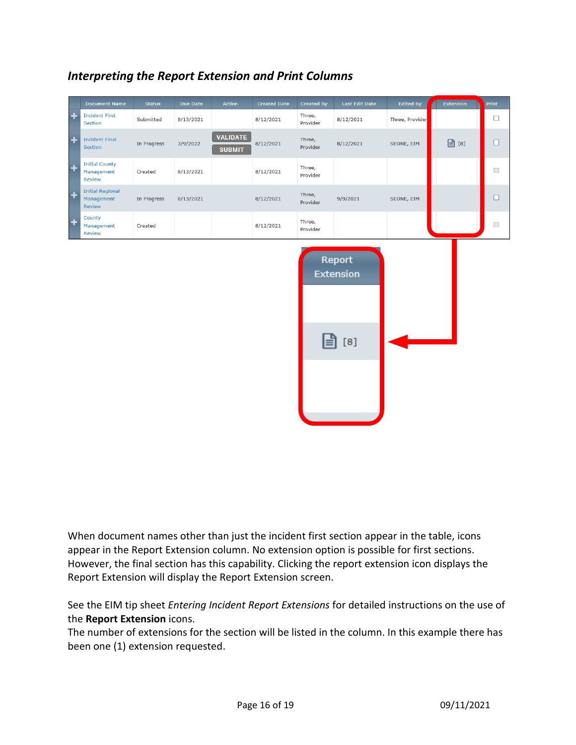### *Interpreting the Report Extension and Print Columns*

| | Document Name | Status | Due Date | Action | Created Date | Created By | Last Edit Date | Edited By | Extension | Print |
|---|---|---|---|---|---|---|---|---|---|---|
| + | Incident First Section | Submitted | 8/13/2021 | | 8/12/2021 | Three, Provider | 8/12/2021 | Three, Provider | | ☐ |
| + | Incident Final Section | In Progress | 3/9/2022 | VALIDATE SUBMIT | 8/12/2021 | Three, Provider | 8/12/2021 | SEONE, EIM | [8] | ☐ |
| + | Initial County Management Review | Created | 8/13/2021 | | 8/12/2021 | Three, Provider | | | | ☐ |
| + | Initial Regional Management Review | In Progress | 8/13/2021 | | 8/12/2021 | Three, Provider | 9/9/2021 | SEONE, EIM | | ☐ |
| + | County Management Review | Created | | | 8/12/2021 | Three, Provider | | | | ☐ |

| Report Extension |
|---|
| |
| [8] |
| |

When document names other than just the incident first section appear in the table, icons appear in the Report Extension column. No extension option is possible for first sections. However, the final section has this capability. Clicking the report extension icon displays the Report Extension will display the Report Extension screen.

See the EIM tip sheet *Entering Incident Report Extensions* for detailed instructions on the use of the **Report Extension** icons.

The number of extensions for the section will be listed in the column. In this example there has been one (1) extension requested.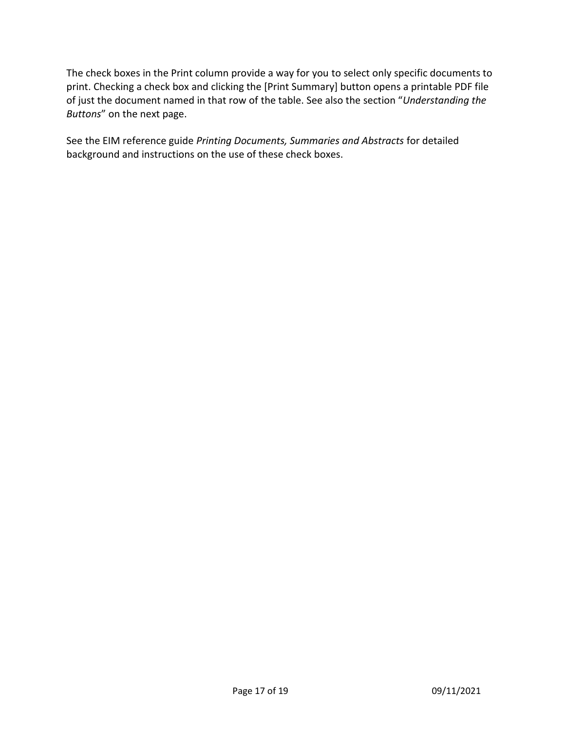The check boxes in the Print column provide a way for you to select only specific documents to print. Checking a check box and clicking the [Print Summary] button opens a printable PDF file of just the document named in that row of the table. See also the section "*Understanding the Buttons*" on the next page.

See the EIM reference guide *Printing Documents, Summaries and Abstracts* for detailed background and instructions on the use of these check boxes.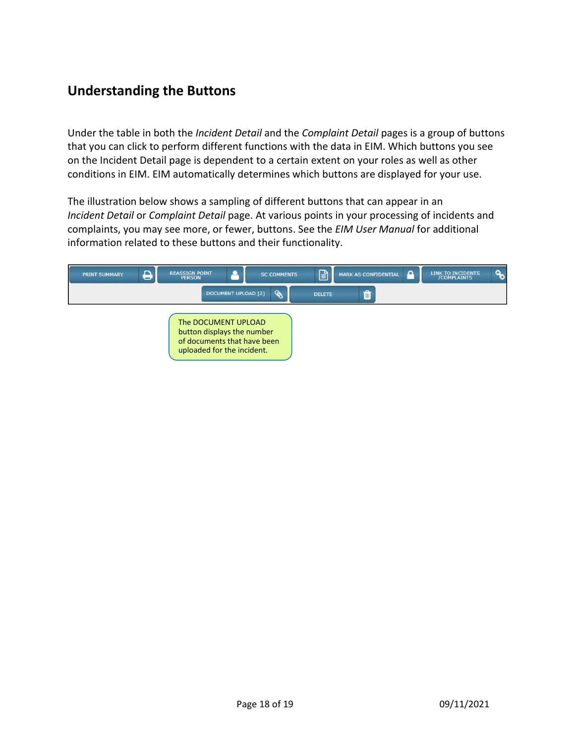## Understanding the Buttons

Under the table in both the *Incident Detail* and the *Complaint Detail* pages is a group of buttons that you can click to perform different functions with the data in EIM. Which buttons you see on the Incident Detail page is dependent to a certain extent on your roles as well as other conditions in EIM. EIM automatically determines which buttons are displayed for your use.

The illustration below shows a sampling of different buttons that can appear in an *Incident Detail* or *Complaint Detail* page. At various points in your processing of incidents and complaints, you may see more, or fewer, buttons. See the *EIM User Manual* for additional information related to these buttons and their functionality.

PRINT SUMMARY | REASSIGN POINT PERSON | SC COMMENTS | MARK AS CONFIDENTIAL | LINK TO INCIDENTS /COMPLAINTS

DOCUMENT UPLOAD [2] | DELETE

The DOCUMENT UPLOAD button displays the number of documents that have been uploaded for the incident.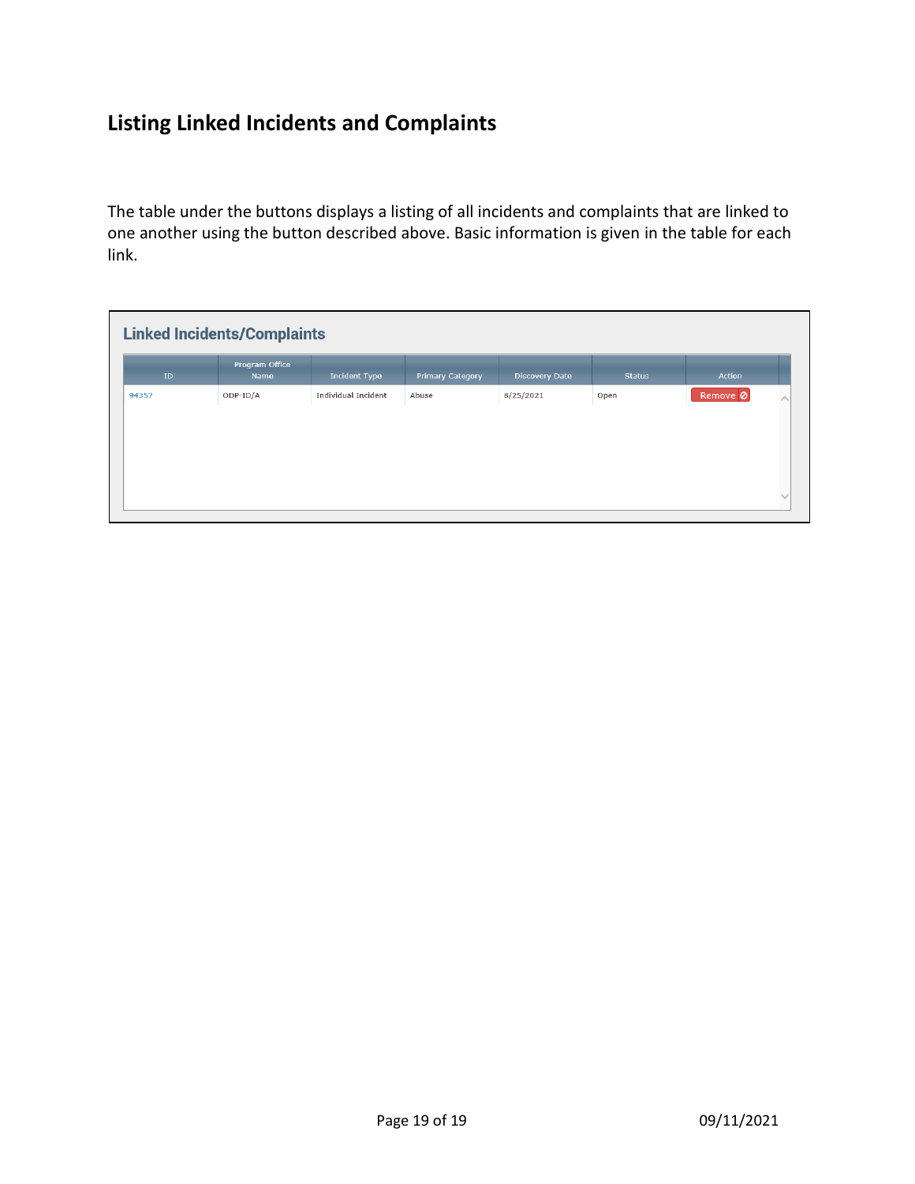## Listing Linked Incidents and Complaints

The table under the buttons displays a listing of all incidents and complaints that are linked to one another using the button described above. Basic information is given in the table for each link.

**Linked Incidents/Complaints**

| ID | Program Office Name | Incident Type | Primary Category | Discovery Date | Status | Action |
|---|---|---|---|---|---|---|
| 94357 | ODP-ID/A | Individual Incident | Abuse | 8/25/2021 | Open | Remove |